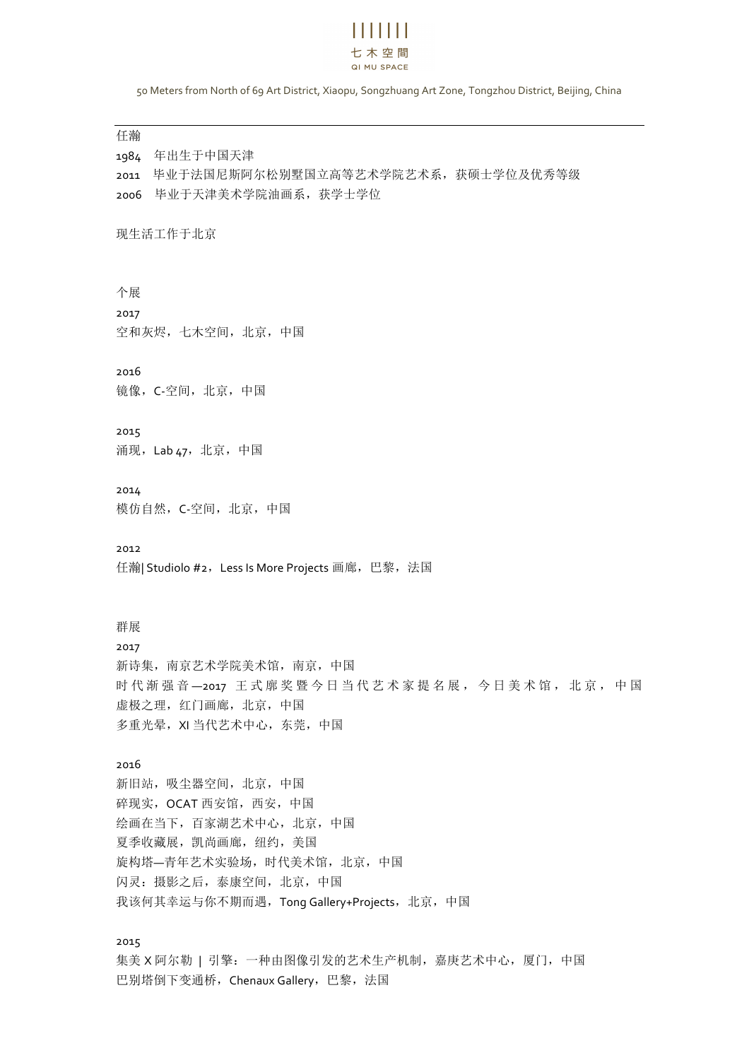任瀚

1984　年出生于中国天津

2011　毕业于法国尼斯阿尔松别墅国立高等艺术学院艺术系，获硕士学位及优秀等级

2006　毕业于天津美术学院油画系，获学士学位

现生活工作于北京

## 个展

2017

空和灰烬，七木空间，北京，中国

2016

镜像，C-空间，北京，中国

2015

涌现，Lab 47，北京，中国

2014

模仿自然，C-空间，北京，中国

2012

任瀚| Studiolo #2，Less Is More Projects 画廊，巴黎，法国

## 群展

2017

新诗集，南京艺术学院美术馆，南京，中国

时代渐强音—2017 王式廓奖暨今日当代艺术家提名展，今日美术馆，北京，中国

虚极之理，红门画廊，北京，中国

多重光晕，XI 当代艺术中心，东莞，中国

2016

新旧站，吸尘器空间，北京，中国

碎现实，OCAT 西安馆，西安，中国

绘画在当下，百家湖艺术中心，北京，中国

夏季收藏展，凯尚画廊，纽约，美国

旋构塔—青年艺术实验场，时代美术馆，北京，中国

闪灵：摄影之后，泰康空间，北京，中国

我该何其幸运与你不期而遇，Tong Gallery+Projects，北京，中国

2015

集美 X 阿尔勒 | 引擎：一种由图像引发的艺术生产机制，嘉庚艺术中心，厦门，中国

巴别塔倒下变通桥，Chenaux Gallery，巴黎，法国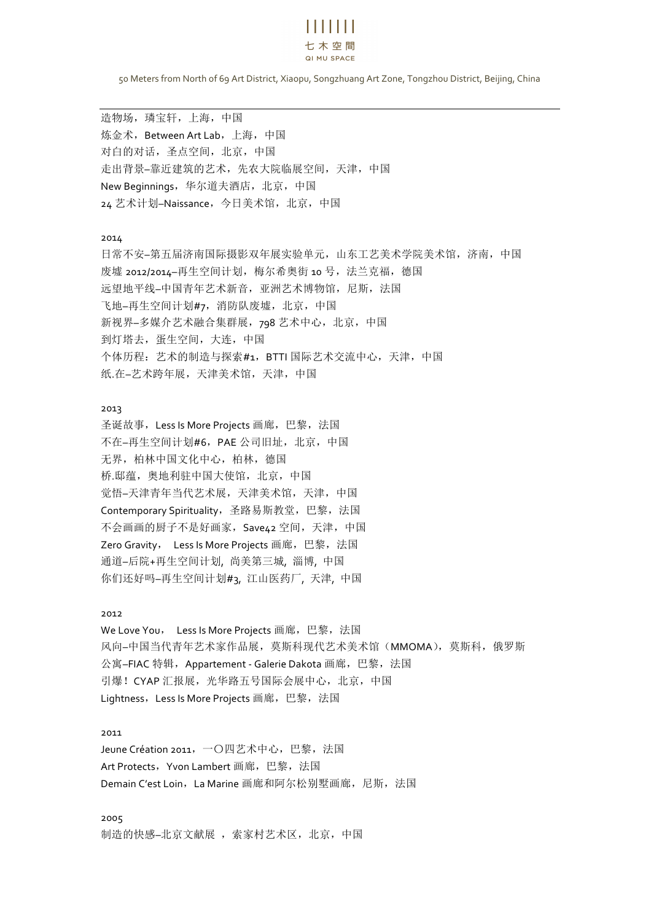造物场，璘宝轩，上海，中国
炼金术，Between Art Lab，上海，中国
对白的对话，圣点空间，北京，中国
走出背景–靠近建筑的艺术，先农大院临展空间，天津，中国
New Beginnings，华尔道夫酒店，北京，中国
24 艺术计划–Naissance，今日美术馆，北京，中国

2014
日常不安–第五届济南国际摄影双年展实验单元，山东工艺美术学院美术馆，济南，中国
废墟 2012/2014–再生空间计划，梅尔希奥街 10 号，法兰克福，德国
远望地平线–中国青年艺术新音，亚洲艺术博物馆，尼斯，法国
飞地–再生空间计划#7，消防队废墟，北京，中国
新视界–多媒介艺术融合集群展，798 艺术中心，北京，中国
到灯塔去，蛋生空间，大连，中国
个体历程：艺术的制造与探索#1，BTTI 国际艺术交流中心，天津，中国
纸.在–艺术跨年展，天津美术馆，天津，中国

2013
圣诞故事，Less Is More Projects 画廊，巴黎，法国
不在–再生空间计划#6，PAE 公司旧址，北京，中国
无界，柏林中国文化中心，柏林，德国
桥.邸蕴，奥地利驻中国大使馆，北京，中国
觉悟–天津青年当代艺术展，天津美术馆，天津，中国
Contemporary Spirituality，圣路易斯教堂，巴黎，法国
不会画画的厨子不是好画家，Save42 空间，天津，中国
Zero Gravity， Less Is More Projects 画廊，巴黎，法国
通道–后院+再生空间计划, 尚美第三城, 淄博, 中国
你们还好吗–再生空间计划#3, 江山医药厂, 天津, 中国

2012
We Love You， Less Is More Projects 画廊，巴黎，法国
风向–中国当代青年艺术家作品展，莫斯科现代艺术美术馆（MMOMA），莫斯科，俄罗斯
公寓–FIAC 特辑，Appartement - Galerie Dakota 画廊，巴黎，法国
引爆！CYAP 汇报展，光华路五号国际会展中心，北京，中国
Lightness，Less Is More Projects 画廊，巴黎，法国

2011
Jeune Création 2011，一〇四艺术中心，巴黎，法国
Art Protects，Yvon Lambert 画廊，巴黎，法国
Demain C'est Loin，La Marine 画廊和阿尔松别墅画廊，尼斯，法国

2005
制造的快感–北京文献展 ，索家村艺术区，北京，中国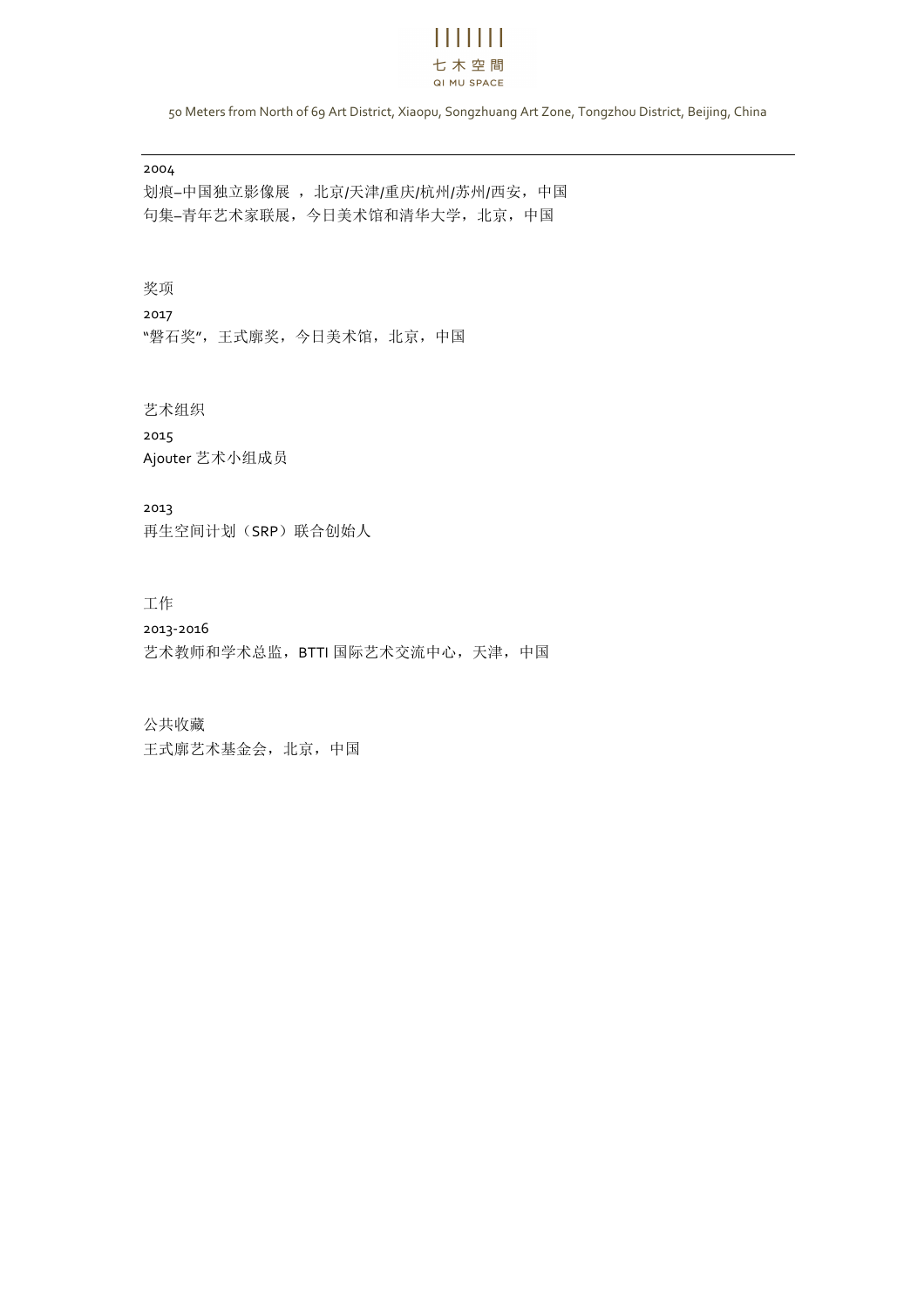2004

划痕–中国独立影像展 ，北京/天津/重庆/杭州/苏州/西安，中国

句集–青年艺术家联展，今日美术馆和清华大学，北京，中国

## 奖项

2017

“磐石奖”，王式廓奖，今日美术馆，北京，中国

## 艺术组织

2015

Ajouter 艺术小组成员

2013

再生空间计划（SRP）联合创始人

## 工作

2013-2016

艺术教师和学术总监，BTTI 国际艺术交流中心，天津，中国

## 公共收藏

王式廓艺术基金会，北京，中国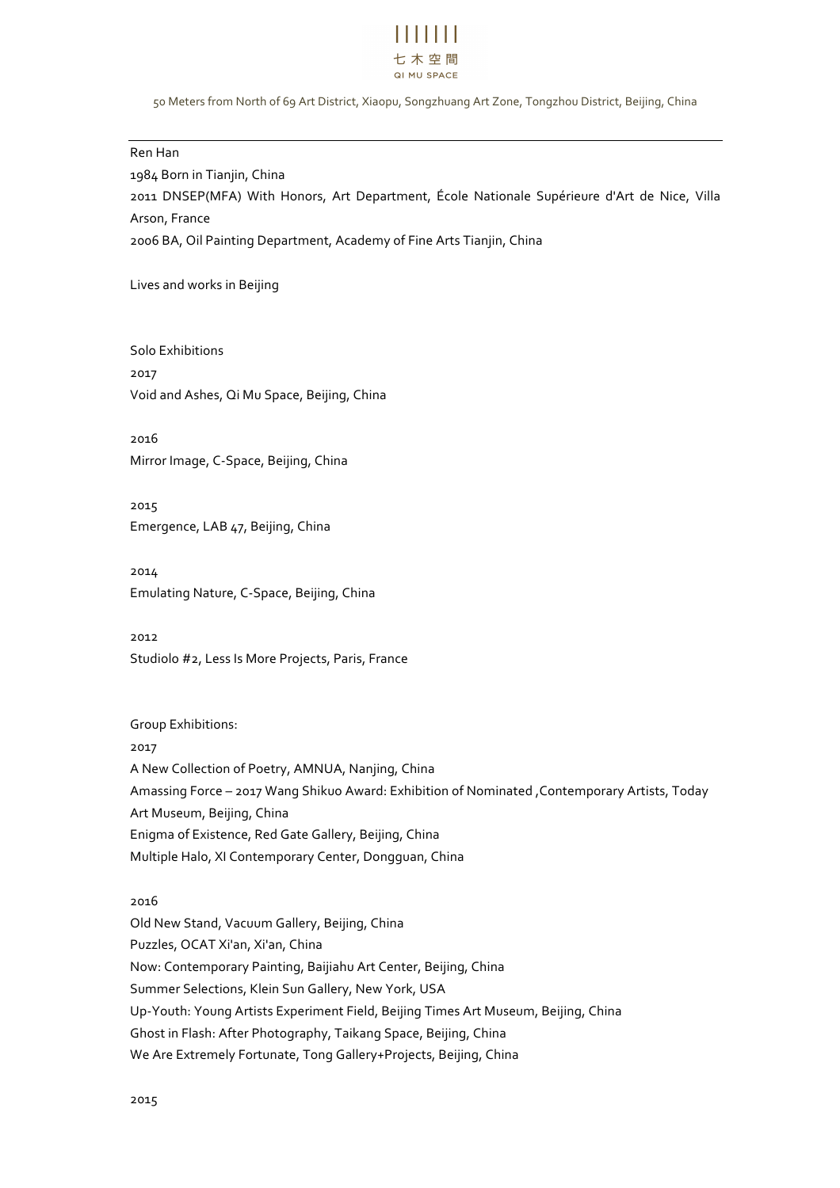Ren Han

1984 Born in Tianjin, China

2011 DNSEP(MFA) With Honors, Art Department, École Nationale Supérieure d'Art de Nice, Villa Arson, France

2006 BA, Oil Painting Department, Academy of Fine Arts Tianjin, China

Lives and works in Beijing

Solo Exhibitions

2017

Void and Ashes, Qi Mu Space, Beijing, China

2016

Mirror Image, C-Space, Beijing, China

2015

Emergence, LAB 47, Beijing, China

2014

Emulating Nature, C-Space, Beijing, China

2012

Studiolo #2, Less Is More Projects, Paris, France

Group Exhibitions:

2017

A New Collection of Poetry, AMNUA, Nanjing, China

Amassing Force – 2017 Wang Shikuo Award: Exhibition of Nominated ,Contemporary Artists, Today Art Museum, Beijing, China

Enigma of Existence, Red Gate Gallery, Beijing, China

Multiple Halo, XI Contemporary Center, Dongguan, China

2016

Old New Stand, Vacuum Gallery, Beijing, China

Puzzles, OCAT Xi'an, Xi'an, China

Now: Contemporary Painting, Baijiahu Art Center, Beijing, China

Summer Selections, Klein Sun Gallery, New York, USA

Up-Youth: Young Artists Experiment Field, Beijing Times Art Museum, Beijing, China

Ghost in Flash: After Photography, Taikang Space, Beijing, China

We Are Extremely Fortunate, Tong Gallery+Projects, Beijing, China

2015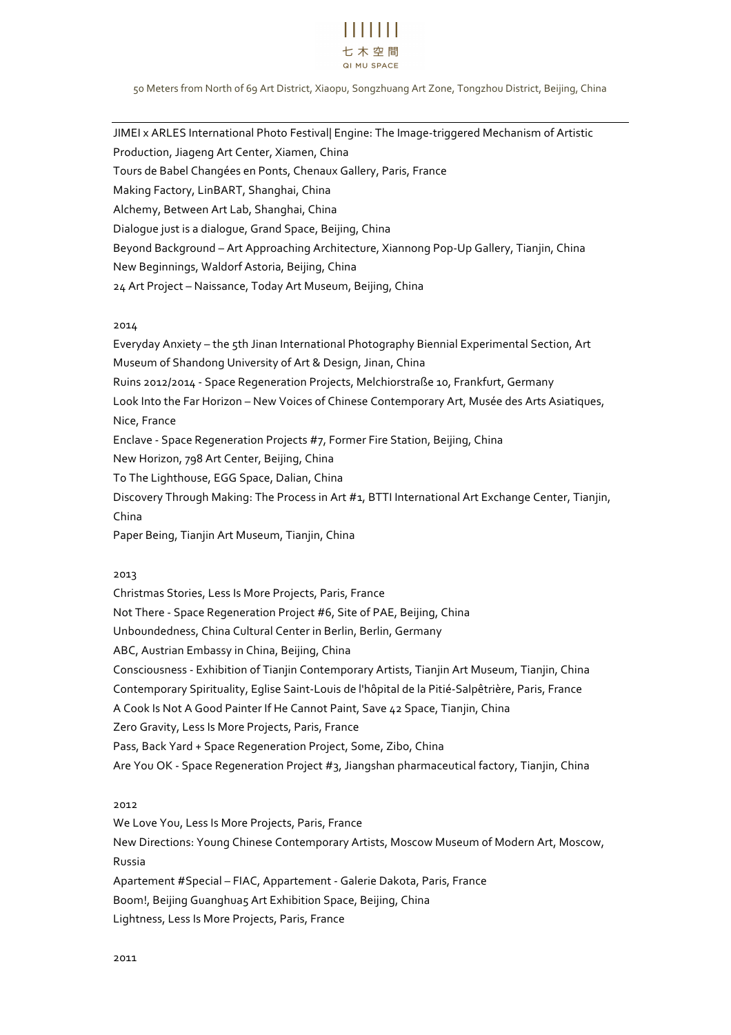JIMEI x ARLES International Photo Festival| Engine: The Image-triggered Mechanism of Artistic Production, Jiageng Art Center, Xiamen, China
Tours de Babel Changées en Ponts, Chenaux Gallery, Paris, France
Making Factory, LinBART, Shanghai, China
Alchemy, Between Art Lab, Shanghai, China
Dialogue just is a dialogue, Grand Space, Beijing, China
Beyond Background – Art Approaching Architecture, Xiannong Pop-Up Gallery, Tianjin, China
New Beginnings, Waldorf Astoria, Beijing, China
24 Art Project – Naissance, Today Art Museum, Beijing, China

2014

Everyday Anxiety – the 5th Jinan International Photography Biennial Experimental Section, Art Museum of Shandong University of Art & Design, Jinan, China
Ruins 2012/2014 - Space Regeneration Projects, Melchiorstraße 10, Frankfurt, Germany
Look Into the Far Horizon – New Voices of Chinese Contemporary Art, Musée des Arts Asiatiques, Nice, France
Enclave - Space Regeneration Projects #7, Former Fire Station, Beijing, China
New Horizon, 798 Art Center, Beijing, China
To The Lighthouse, EGG Space, Dalian, China
Discovery Through Making: The Process in Art #1, BTTI International Art Exchange Center, Tianjin, China
Paper Being, Tianjin Art Museum, Tianjin, China

2013

Christmas Stories, Less Is More Projects, Paris, France
Not There - Space Regeneration Project #6, Site of PAE, Beijing, China
Unboundedness, China Cultural Center in Berlin, Berlin, Germany
ABC, Austrian Embassy in China, Beijing, China
Consciousness - Exhibition of Tianjin Contemporary Artists, Tianjin Art Museum, Tianjin, China
Contemporary Spirituality, Eglise Saint-Louis de l'hôpital de la Pitié-Salpêtrière, Paris, France
A Cook Is Not A Good Painter If He Cannot Paint, Save 42 Space, Tianjin, China
Zero Gravity, Less Is More Projects, Paris, France
Pass, Back Yard + Space Regeneration Project, Some, Zibo, China
Are You OK - Space Regeneration Project #3, Jiangshan pharmaceutical factory, Tianjin, China

2012

We Love You, Less Is More Projects, Paris, France
New Directions: Young Chinese Contemporary Artists, Moscow Museum of Modern Art, Moscow, Russia
Apartement #Special – FIAC, Appartement - Galerie Dakota, Paris, France
Boom!, Beijing Guanghua5 Art Exhibition Space, Beijing, China
Lightness, Less Is More Projects, Paris, France

2011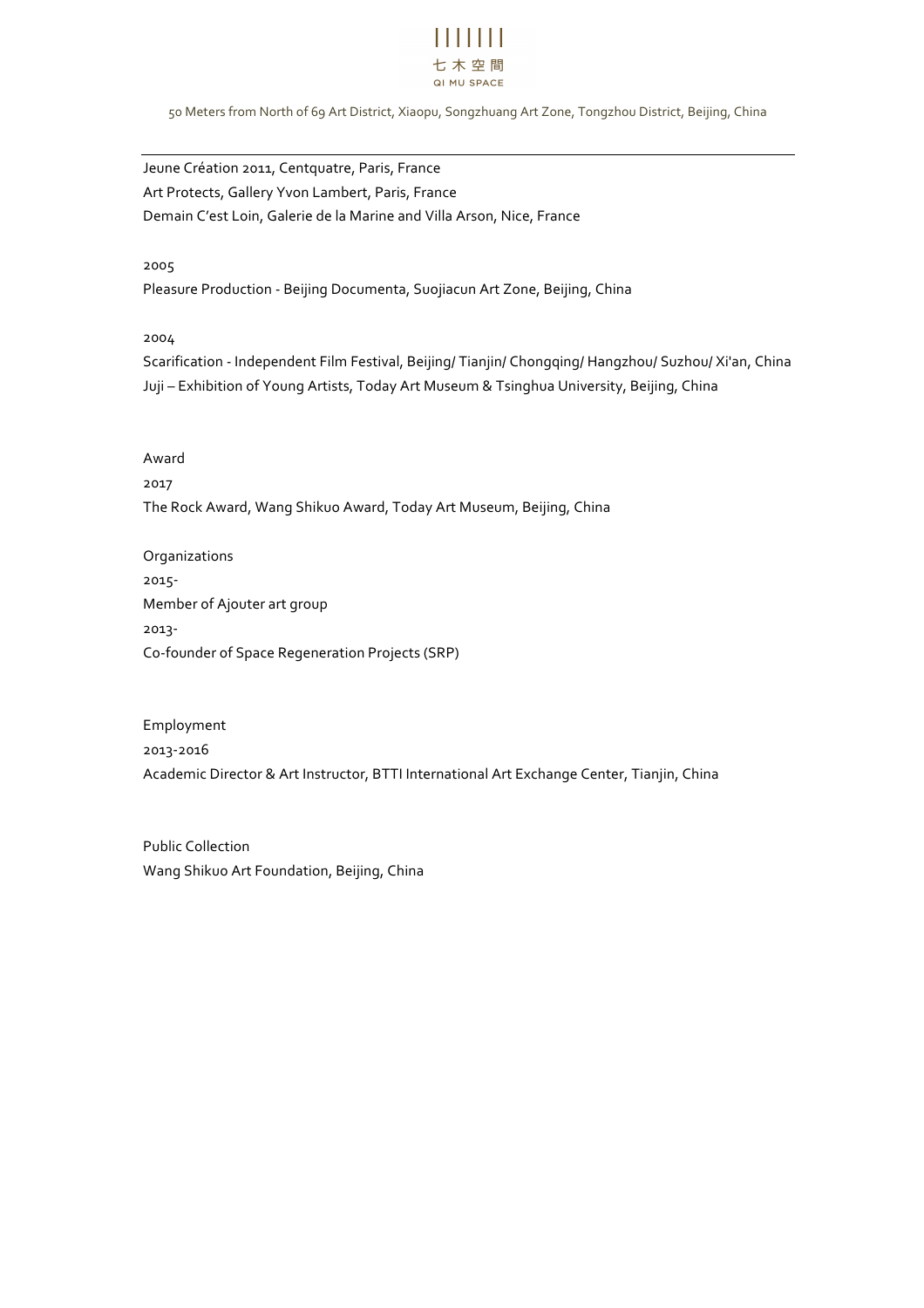Jeune Création 2011, Centquatre, Paris, France
Art Protects, Gallery Yvon Lambert, Paris, France
Demain C'est Loin, Galerie de la Marine and Villa Arson, Nice, France

2005
Pleasure Production - Beijing Documenta, Suojiacun Art Zone, Beijing, China

2004
Scarification - Independent Film Festival, Beijing/ Tianjin/ Chongqing/ Hangzhou/ Suzhou/ Xi'an, China
Juji – Exhibition of Young Artists, Today Art Museum & Tsinghua University, Beijing, China

Award
2017
The Rock Award, Wang Shikuo Award, Today Art Museum, Beijing, China

Organizations
2015-
Member of Ajouter art group
2013-
Co-founder of Space Regeneration Projects (SRP)

Employment
2013-2016
Academic Director & Art Instructor, BTTI International Art Exchange Center, Tianjin, China

Public Collection
Wang Shikuo Art Foundation, Beijing, China